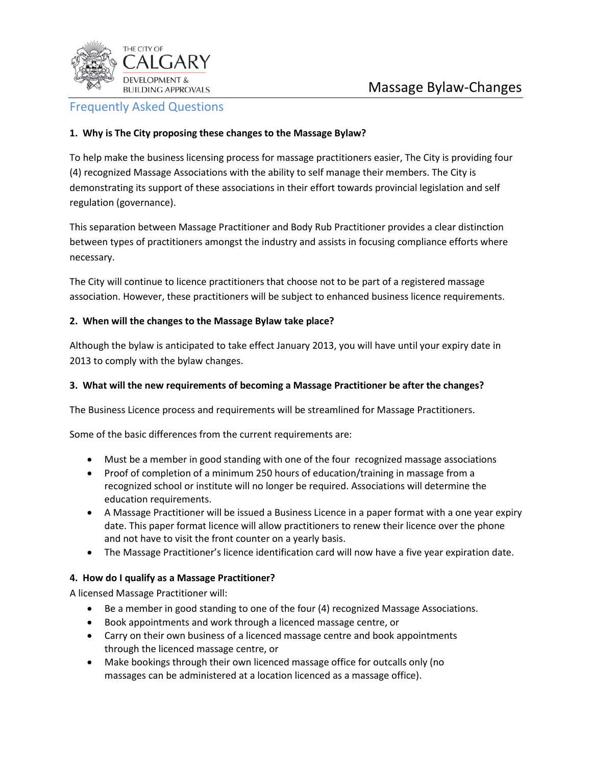THE CITY OF CALGARY
DEVELOPMENT & BUILDING APPROVALS

# Massage Bylaw-Changes

## Frequently Asked Questions

**1. Why is The City proposing these changes to the Massage Bylaw?**

To help make the business licensing process for massage practitioners easier, The City is providing four (4) recognized Massage Associations with the ability to self manage their members. The City is demonstrating its support of these associations in their effort towards provincial legislation and self regulation (governance).

This separation between Massage Practitioner and Body Rub Practitioner provides a clear distinction between types of practitioners amongst the industry and assists in focusing compliance efforts where necessary.

The City will continue to licence practitioners that choose not to be part of a registered massage association. However, these practitioners will be subject to enhanced business licence requirements.

**2. When will the changes to the Massage Bylaw take place?**

Although the bylaw is anticipated to take effect January 2013, you will have until your expiry date in 2013 to comply with the bylaw changes.

**3. What will the new requirements of becoming a Massage Practitioner be after the changes?**

The Business Licence process and requirements will be streamlined for Massage Practitioners.

Some of the basic differences from the current requirements are:

- Must be a member in good standing with one of the four recognized massage associations
- Proof of completion of a minimum 250 hours of education/training in massage from a recognized school or institute will no longer be required. Associations will determine the education requirements.
- A Massage Practitioner will be issued a Business Licence in a paper format with a one year expiry date. This paper format licence will allow practitioners to renew their licence over the phone and not have to visit the front counter on a yearly basis.
- The Massage Practitioner's licence identification card will now have a five year expiration date.

**4. How do I qualify as a Massage Practitioner?**

A licensed Massage Practitioner will:

- Be a member in good standing to one of the four (4) recognized Massage Associations.
- Book appointments and work through a licenced massage centre, or
- Carry on their own business of a licenced massage centre and book appointments through the licenced massage centre, or
- Make bookings through their own licenced massage office for outcalls only (no massages can be administered at a location licenced as a massage office).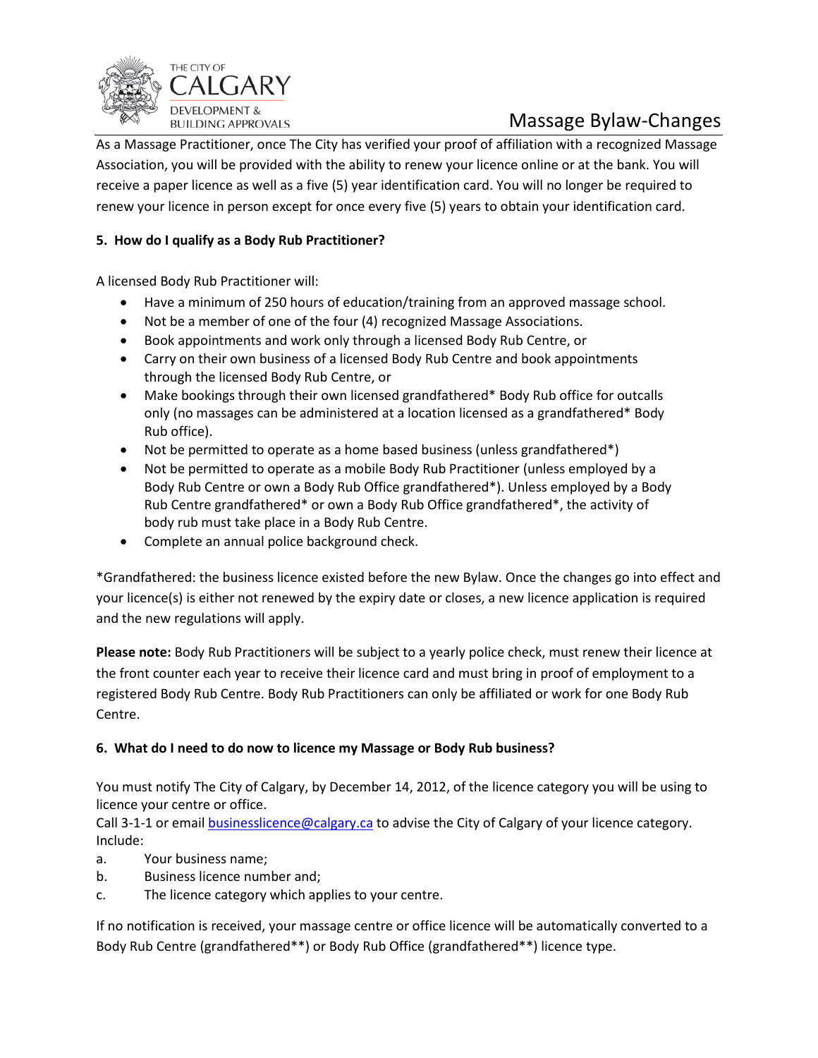As a Massage Practitioner, once The City has verified your proof of affiliation with a recognized Massage Association, you will be provided with the ability to renew your licence online or at the bank. You will receive a paper licence as well as a five (5) year identification card. You will no longer be required to renew your licence in person except for once every five (5) years to obtain your identification card.

**5. How do I qualify as a Body Rub Practitioner?**

A licensed Body Rub Practitioner will:

- Have a minimum of 250 hours of education/training from an approved massage school.
- Not be a member of one of the four (4) recognized Massage Associations.
- Book appointments and work only through a licensed Body Rub Centre, or
- Carry on their own business of a licensed Body Rub Centre and book appointments through the licensed Body Rub Centre, or
- Make bookings through their own licensed grandfathered* Body Rub office for outcalls only (no massages can be administered at a location licensed as a grandfathered* Body Rub office).
- Not be permitted to operate as a home based business (unless grandfathered*)
- Not be permitted to operate as a mobile Body Rub Practitioner (unless employed by a Body Rub Centre or own a Body Rub Office grandfathered*). Unless employed by a Body Rub Centre grandfathered* or own a Body Rub Office grandfathered*, the activity of body rub must take place in a Body Rub Centre.
- Complete an annual police background check.

*Grandfathered: the business licence existed before the new Bylaw. Once the changes go into effect and your licence(s) is either not renewed by the expiry date or closes, a new licence application is required and the new regulations will apply.

**Please note:** Body Rub Practitioners will be subject to a yearly police check, must renew their licence at the front counter each year to receive their licence card and must bring in proof of employment to a registered Body Rub Centre. Body Rub Practitioners can only be affiliated or work for one Body Rub Centre.

**6. What do I need to do now to licence my Massage or Body Rub business?**

You must notify The City of Calgary, by December 14, 2012, of the licence category you will be using to licence your centre or office.
Call 3-1-1 or email businesslicence@calgary.ca to advise the City of Calgary of your licence category. Include:

a. Your business name;
b. Business licence number and;
c. The licence category which applies to your centre.

If no notification is received, your massage centre or office licence will be automatically converted to a Body Rub Centre (grandfathered**) or Body Rub Office (grandfathered**) licence type.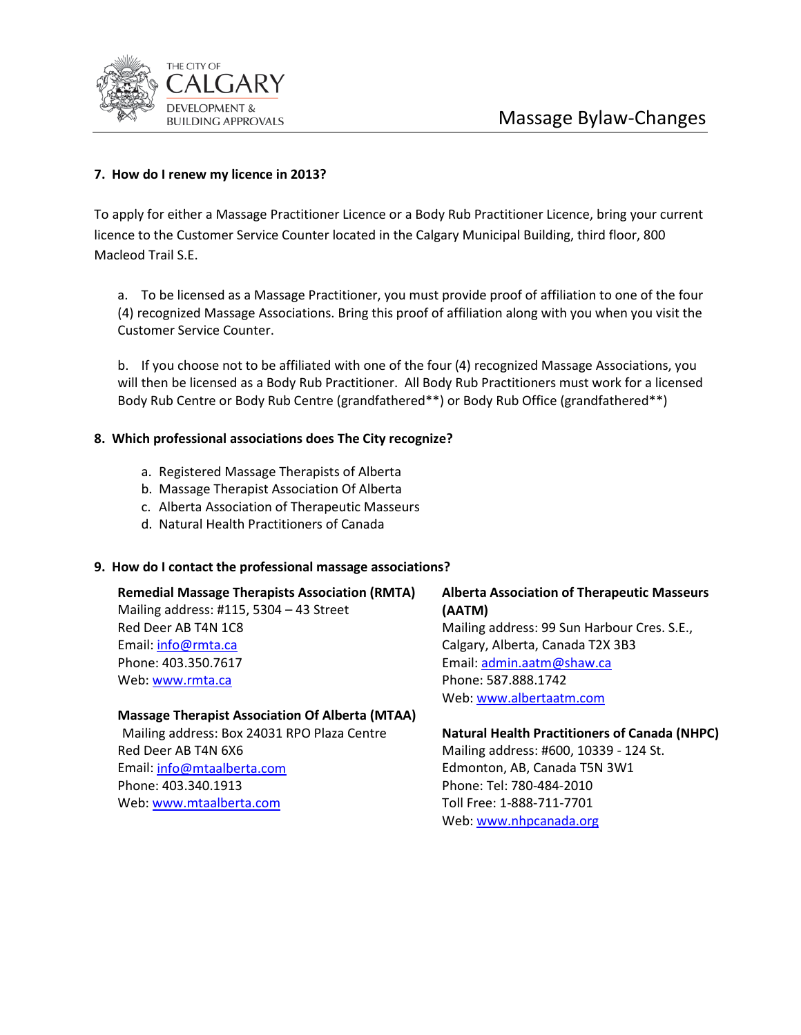### 7. How do I renew my licence in 2013?

To apply for either a Massage Practitioner Licence or a Body Rub Practitioner Licence, bring your current licence to the Customer Service Counter located in the Calgary Municipal Building, third floor, 800 Macleod Trail S.E.

a. To be licensed as a Massage Practitioner, you must provide proof of affiliation to one of the four (4) recognized Massage Associations. Bring this proof of affiliation along with you when you visit the Customer Service Counter.

b. If you choose not to be affiliated with one of the four (4) recognized Massage Associations, you will then be licensed as a Body Rub Practitioner. All Body Rub Practitioners must work for a licensed Body Rub Centre or Body Rub Centre (grandfathered**) or Body Rub Office (grandfathered**)

### 8. Which professional associations does The City recognize?

a. Registered Massage Therapists of Alberta
b. Massage Therapist Association Of Alberta
c. Alberta Association of Therapeutic Masseurs
d. Natural Health Practitioners of Canada

### 9. How do I contact the professional massage associations?

**Remedial Massage Therapists Association (RMTA)**
Mailing address: #115, 5304 – 43 Street
Red Deer AB T4N 1C8
Email: info@rmta.ca
Phone: 403.350.7617
Web: www.rmta.ca

**Massage Therapist Association Of Alberta (MTAA)**
Mailing address: Box 24031 RPO Plaza Centre
Red Deer AB T4N 6X6
Email: info@mtaalberta.com
Phone: 403.340.1913
Web: www.mtaalberta.com

**Alberta Association of Therapeutic Masseurs (AATM)**
Mailing address: 99 Sun Harbour Cres. S.E.,
Calgary, Alberta, Canada T2X 3B3
Email: admin.aatm@shaw.ca
Phone: 587.888.1742
Web: www.albertaatm.com

**Natural Health Practitioners of Canada (NHPC)**
Mailing address: #600, 10339 - 124 St.
Edmonton, AB, Canada T5N 3W1
Phone: Tel: 780-484-2010
Toll Free: 1-888-711-7701
Web: www.nhpcanada.org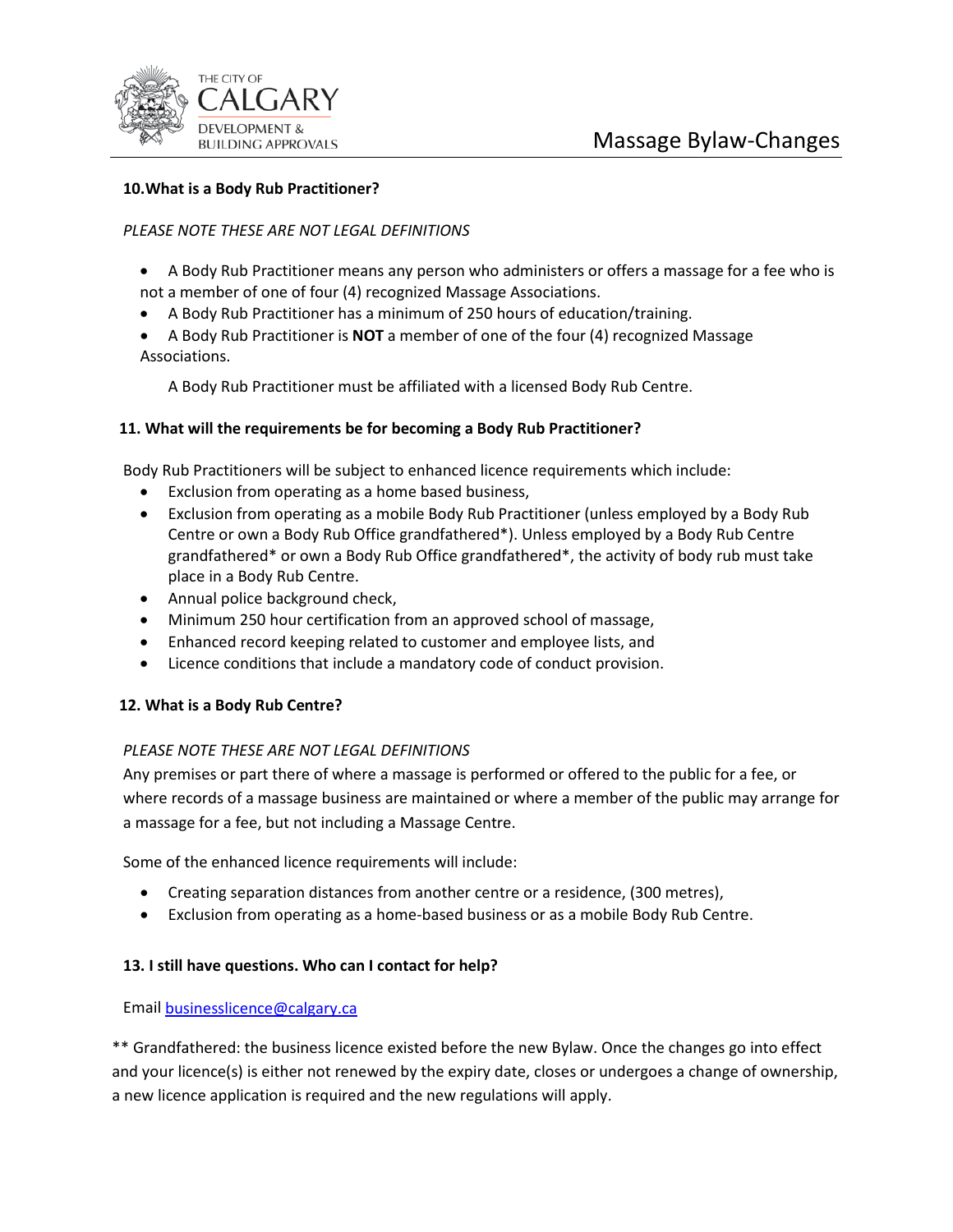### 10. What is a Body Rub Practitioner?

*PLEASE NOTE THESE ARE NOT LEGAL DEFINITIONS*

- A Body Rub Practitioner means any person who administers or offers a massage for a fee who is not a member of one of four (4) recognized Massage Associations.
- A Body Rub Practitioner has a minimum of 250 hours of education/training.
- A Body Rub Practitioner is **NOT** a member of one of the four (4) recognized Massage Associations.

A Body Rub Practitioner must be affiliated with a licensed Body Rub Centre.

### 11. What will the requirements be for becoming a Body Rub Practitioner?

Body Rub Practitioners will be subject to enhanced licence requirements which include:

- Exclusion from operating as a home based business,
- Exclusion from operating as a mobile Body Rub Practitioner (unless employed by a Body Rub Centre or own a Body Rub Office grandfathered*). Unless employed by a Body Rub Centre grandfathered* or own a Body Rub Office grandfathered*, the activity of body rub must take place in a Body Rub Centre.
- Annual police background check,
- Minimum 250 hour certification from an approved school of massage,
- Enhanced record keeping related to customer and employee lists, and
- Licence conditions that include a mandatory code of conduct provision.

### 12. What is a Body Rub Centre?

*PLEASE NOTE THESE ARE NOT LEGAL DEFINITIONS*

Any premises or part there of where a massage is performed or offered to the public for a fee, or where records of a massage business are maintained or where a member of the public may arrange for a massage for a fee, but not including a Massage Centre.

Some of the enhanced licence requirements will include:

- Creating separation distances from another centre or a residence, (300 metres),
- Exclusion from operating as a home-based business or as a mobile Body Rub Centre.

### 13. I still have questions. Who can I contact for help?

Email businesslicence@calgary.ca

** Grandfathered: the business licence existed before the new Bylaw. Once the changes go into effect and your licence(s) is either not renewed by the expiry date, closes or undergoes a change of ownership, a new licence application is required and the new regulations will apply.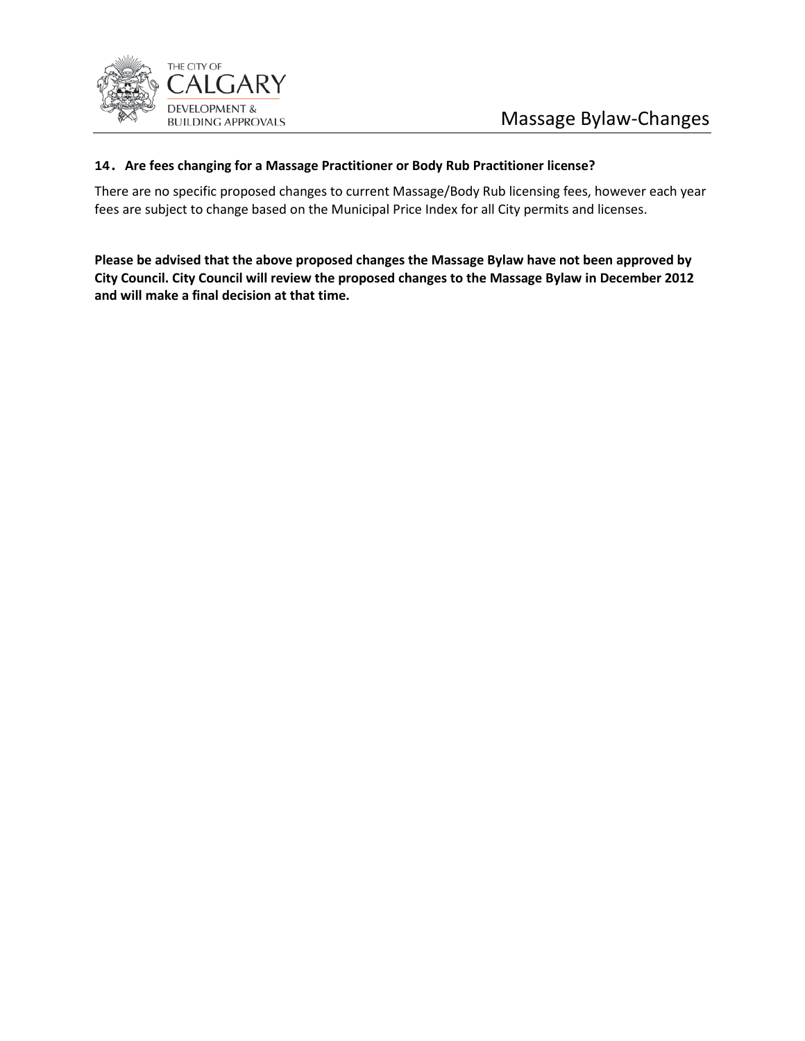**14. Are fees changing for a Massage Practitioner or Body Rub Practitioner license?**

There are no specific proposed changes to current Massage/Body Rub licensing fees, however each year fees are subject to change based on the Municipal Price Index for all City permits and licenses.

**Please be advised that the above proposed changes the Massage Bylaw have not been approved by City Council. City Council will review the proposed changes to the Massage Bylaw in December 2012 and will make a final decision at that time.**